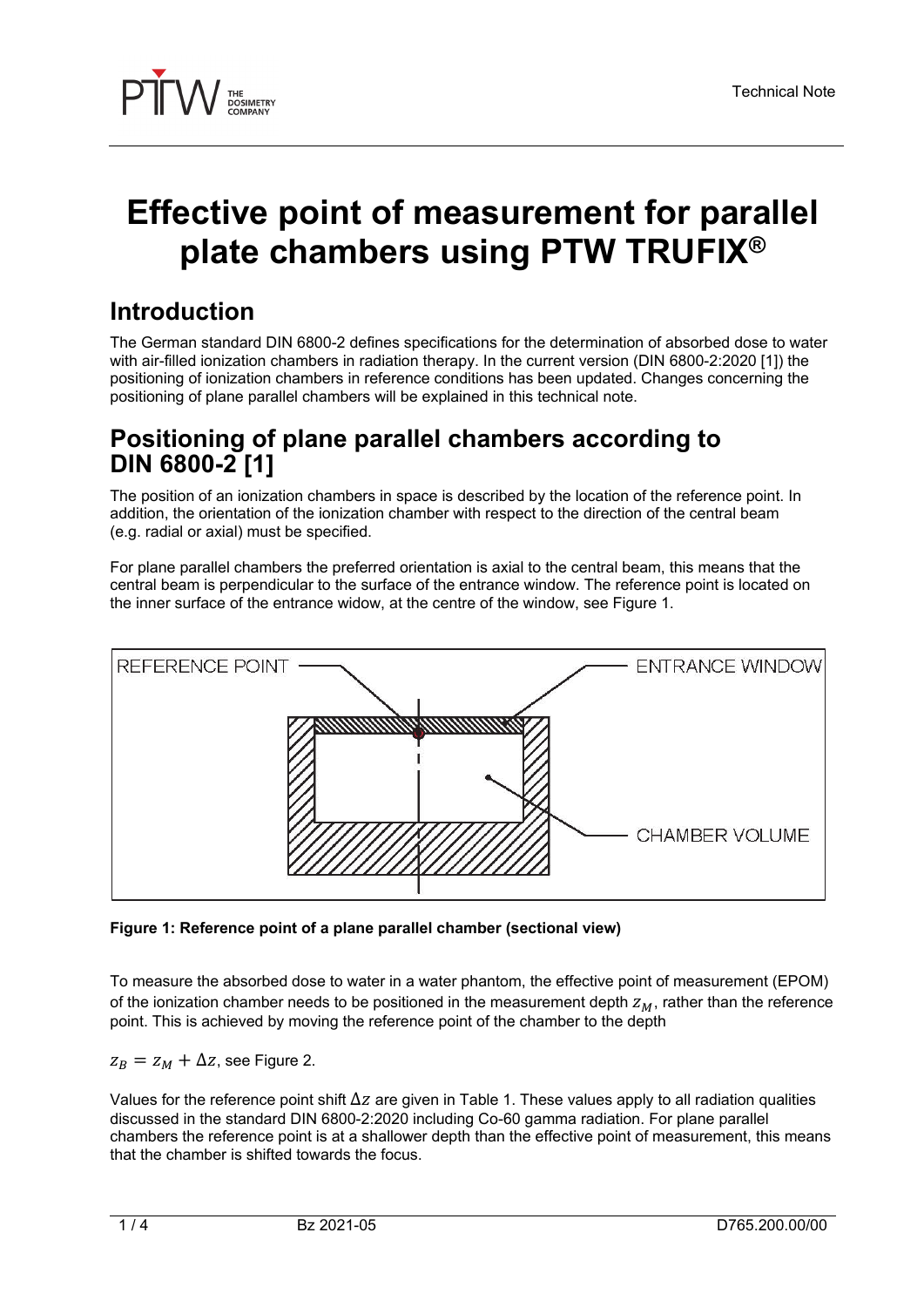# Effective point of measurement for parallel plate chambers using PTW TRUFIX®

## Introduction

The German standard DIN 6800-2 defines specifications for the determination of absorbed dose to water with air-filled ionization chambers in radiation therapy. In the current version (DIN 6800-2:2020 [1]) the positioning of ionization chambers in reference conditions has been updated. Changes concerning the positioning of plane parallel chambers will be explained in this technical note.

## Positioning of plane parallel chambers according to DIN 6800-2 [1]

The position of an ionization chambers in space is described by the location of the reference point. In addition, the orientation of the ionization chamber with respect to the direction of the central beam (e.g. radial or axial) must be specified.

For plane parallel chambers the preferred orientation is axial to the central beam, this means that the central beam is perpendicular to the surface of the entrance window. The reference point is located on the inner surface of the entrance widow, at the centre of the window, see Figure 1.

REFERENCE POINT — ENTRANCE WINDOW — CHAMBER VOLUME

**Figure 1: Reference point of a plane parallel chamber (sectional view)**

To measure the absorbed dose to water in a water phantom, the effective point of measurement (EPOM) of the ionization chamber needs to be positioned in the measurement depth $z_M$, rather than the reference point. This is achieved by moving the reference point of the chamber to the depth

$z_B = z_M + \Delta z$, see Figure 2.

Values for the reference point shift $\Delta z$ are given in Table 1. These values apply to all radiation qualities discussed in the standard DIN 6800-2:2020 including Co-60 gamma radiation. For plane parallel chambers the reference point is at a shallower depth than the effective point of measurement, this means that the chamber is shifted towards the focus.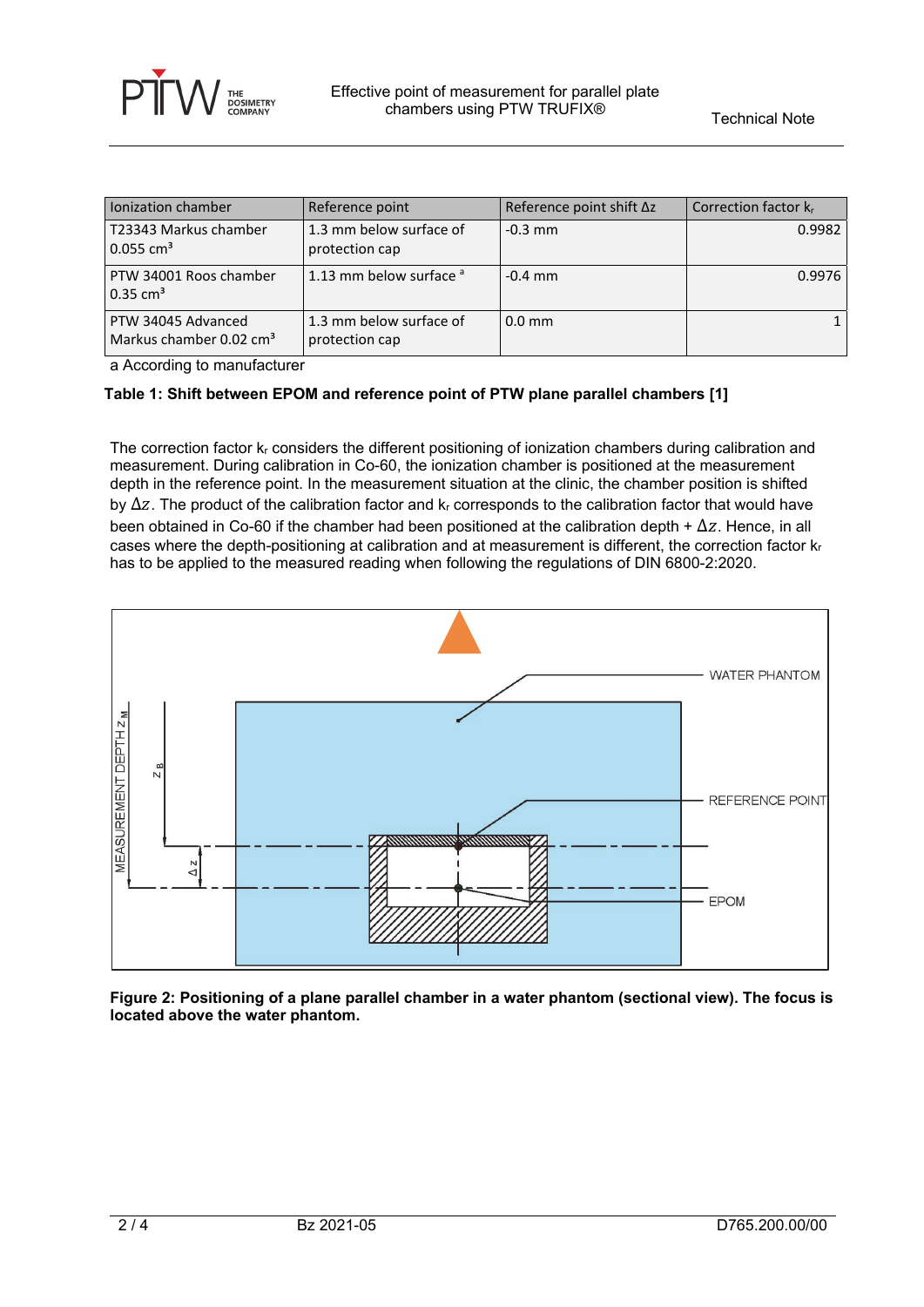| Ionization chamber | Reference point | Reference point shift Δz | Correction factor $k_r$ |
|---|---|---|---|
| T23343 Markus chamber 0.055 cm³ | 1.3 mm below surface of protection cap | -0.3 mm | 0.9982 |
| PTW 34001 Roos chamber 0.35 cm³ | 1.13 mm below surface [a] | -0.4 mm | 0.9976 |
| PTW 34045 Advanced Markus chamber 0.02 cm³ | 1.3 mm below surface of protection cap | 0.0 mm | 1 |

a According to manufacturer

**Table 1: Shift between EPOM and reference point of PTW plane parallel chambers [1]**

The correction factor $k_r$ considers the different positioning of ionization chambers during calibration and measurement. During calibration in Co-60, the ionization chamber is positioned at the measurement depth in the reference point. In the measurement situation at the clinic, the chamber position is shifted by $\Delta z$. The product of the calibration factor and $k_r$ corresponds to the calibration factor that would have been obtained in Co-60 if the chamber had been positioned at the calibration depth + $\Delta z$. Hence, in all cases where the depth-positioning at calibration and at measurement is different, the correction factor $k_r$ has to be applied to the measured reading when following the regulations of DIN 6800-2:2020.

**Figure 2: Positioning of a plane parallel chamber in a water phantom (sectional view). The focus is located above the water phantom.**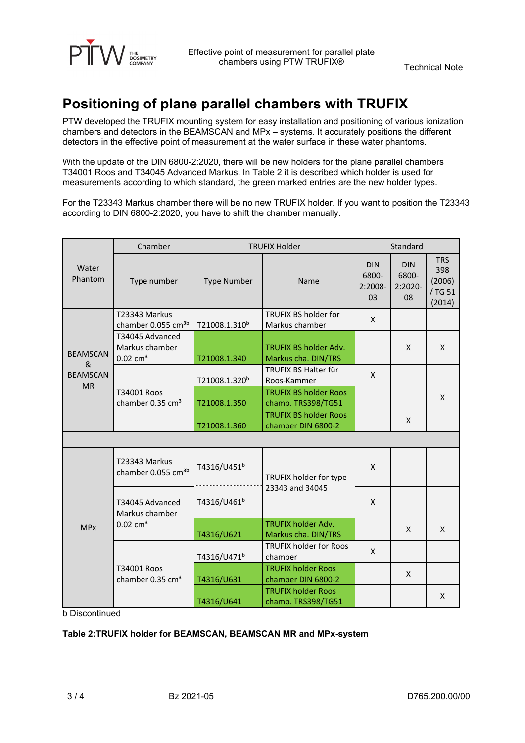# Positioning of plane parallel chambers with TRUFIX

PTW developed the TRUFIX mounting system for easy installation and positioning of various ionization chambers and detectors in the BEAMSCAN and MPx – systems. It accurately positions the different detectors in the effective point of measurement at the water surface in these water phantoms.

With the update of the DIN 6800-2:2020, there will be new holders for the plane parallel chambers T34001 Roos and T34045 Advanced Markus. In Table 2 it is described which holder is used for measurements according to which standard, the green marked entries are the new holder types.

For the T23343 Markus chamber there will be no new TRUFIX holder. If you want to position the T23343 according to DIN 6800-2:2020, you have to shift the chamber manually.

| Water Phantom | Chamber | TRUFIX Holder | | Standard | | |
|---|---|---|---|---|---|---|
| | Type number | Type Number | Name | DIN 6800-2:2008-03 | DIN 6800-2:2020-08 | TRS 398 (2006) / TG 51 (2014) |
| BEAMSCAN & BEAMSCAN MR | T23343 Markus chamber 0.055 cm³ᵇ | T21008.1.310ᵇ | TRUFIX BS holder for Markus chamber | X | | |
| | T34045 Advanced Markus chamber 0.02 cm³ | T21008.1.340 | TRUFIX BS holder Adv. Markus cha. DIN/TRS | | X | X |
| | T34001 Roos chamber 0.35 cm³ | T21008.1.320ᵇ | TRUFIX BS Halter für Roos-Kammer | X | | |
| | | T21008.1.350 | TRUFIX BS holder Roos chamb. TRS398/TG51 | | | X |
| | | T21008.1.360 | TRUFIX BS holder Roos chamber DIN 6800-2 | | X | |
| | | | | | | |
| MPx | T23343 Markus chamber 0.055 cm³ᵇ | T4316/U451ᵇ | TRUFIX holder for type 23343 and 34045 | X | | |
| | T34045 Advanced Markus chamber 0.02 cm³ | T4316/U461ᵇ | TRUFIX holder for type 23343 and 34045 | X | | |
| | | T4316/U621 | TRUFIX holder Adv. Markus cha. DIN/TRS | | X | X |
| | T34001 Roos chamber 0.35 cm³ | T4316/U471ᵇ | TRUFIX holder for Roos chamber | X | | |
| | | T4316/U631 | TRUFIX holder Roos chamber DIN 6800-2 | | X | |
| | | T4316/U641 | TRUFIX holder Roos chamb. TRS398/TG51 | | | X |

b Discontinued

**Table 2:TRUFIX holder for BEAMSCAN, BEAMSCAN MR and MPx-system**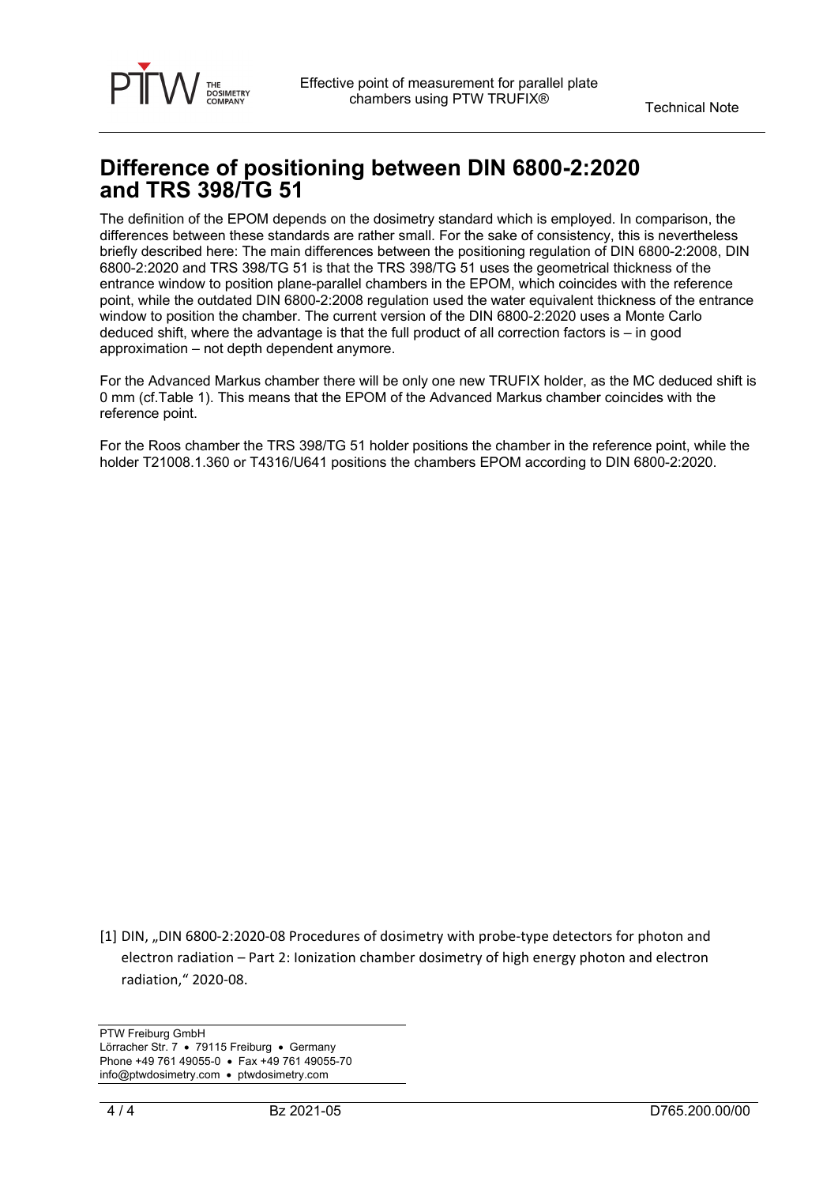## Difference of positioning between DIN 6800-2:2020 and TRS 398/TG 51

The definition of the EPOM depends on the dosimetry standard which is employed. In comparison, the differences between these standards are rather small. For the sake of consistency, this is nevertheless briefly described here: The main differences between the positioning regulation of DIN 6800-2:2008, DIN 6800-2:2020 and TRS 398/TG 51 is that the TRS 398/TG 51 uses the geometrical thickness of the entrance window to position plane-parallel chambers in the EPOM, which coincides with the reference point, while the outdated DIN 6800-2:2008 regulation used the water equivalent thickness of the entrance window to position the chamber. The current version of the DIN 6800-2:2020 uses a Monte Carlo deduced shift, where the advantage is that the full product of all correction factors is – in good approximation – not depth dependent anymore.

For the Advanced Markus chamber there will be only one new TRUFIX holder, as the MC deduced shift is 0 mm (cf.Table 1). This means that the EPOM of the Advanced Markus chamber coincides with the reference point.

For the Roos chamber the TRS 398/TG 51 holder positions the chamber in the reference point, while the holder T21008.1.360 or T4316/U641 positions the chambers EPOM according to DIN 6800-2:2020.

[1] DIN, „DIN 6800-2:2020-08 Procedures of dosimetry with probe-type detectors for photon and electron radiation – Part 2: Ionization chamber dosimetry of high energy photon and electron radiation," 2020-08.

PTW Freiburg GmbH
Lörracher Str. 7 • 79115 Freiburg • Germany
Phone +49 761 49055-0 • Fax +49 761 49055-70
info@ptwdosimetry.com • ptwdosimetry.com